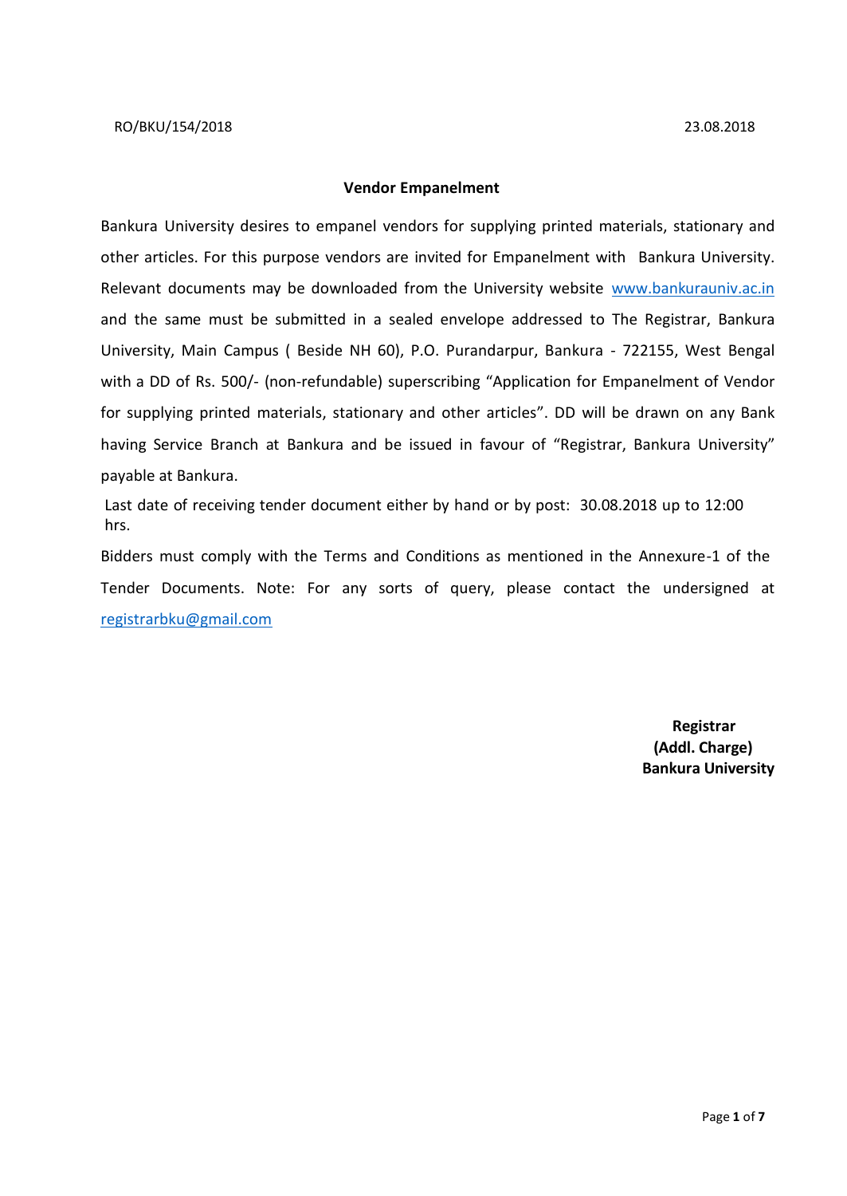RO/BKU/154/2018 23.08.2018

**Vendor Empanelment**

Bankura University desires to empanel vendors for supplying printed materials, stationary and other articles. For this purpose vendors are invited for Empanelment with Bankura University. Relevant documents may be downloaded from the University website www.bankurauniv.ac.in and the same must be submitted in a sealed envelope addressed to The Registrar, Bankura University, Main Campus ( Beside NH 60), P.O. Purandarpur, Bankura - 722155, West Bengal with a DD of Rs. 500/- (non-refundable) superscribing "Application for Empanelment of Vendor for supplying printed materials, stationary and other articles". DD will be drawn on any Bank having Service Branch at Bankura and be issued in favour of "Registrar, Bankura University" payable at Bankura.

Last date of receiving tender document either by hand or by post: 30.08.2018 up to 12:00 hrs.

Bidders must comply with the Terms and Conditions as mentioned in the Annexure-1 of the Tender Documents. Note: For any sorts of query, please contact the undersigned at registrarbku@gmail.com

**Registrar**
**(Addl. Charge)**
**Bankura University**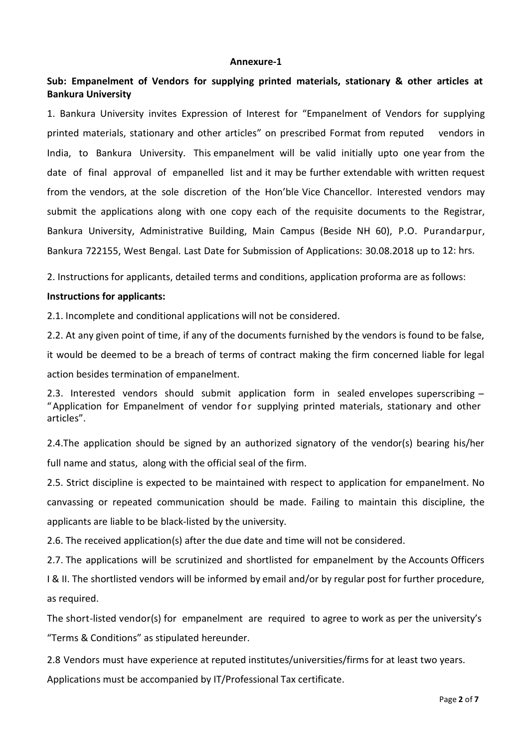**Annexure-1**

**Sub: Empanelment of Vendors for supplying printed materials, stationary & other articles at Bankura University**

1. Bankura University invites Expression of Interest for "Empanelment of Vendors for supplying printed materials, stationary and other articles" on prescribed Format from reputed vendors in India, to Bankura University. This empanelment will be valid initially upto one year from the date of final approval of empanelled list and it may be further extendable with written request from the vendors, at the sole discretion of the Hon'ble Vice Chancellor. Interested vendors may submit the applications along with one copy each of the requisite documents to the Registrar, Bankura University, Administrative Building, Main Campus (Beside NH 60), P.O. Purandarpur, Bankura 722155, West Bengal. Last Date for Submission of Applications: 30.08.2018 up to 12: hrs.

2. Instructions for applicants, detailed terms and conditions, application proforma are as follows:

**Instructions for applicants:**

2.1. Incomplete and conditional applications will not be considered.

2.2. At any given point of time, if any of the documents furnished by the vendors is found to be false, it would be deemed to be a breach of terms of contract making the firm concerned liable for legal action besides termination of empanelment.

2.3. Interested vendors should submit application form in sealed envelopes superscribing – "Application for Empanelment of vendor for supplying printed materials, stationary and other articles".

2.4.The application should be signed by an authorized signatory of the vendor(s) bearing his/her full name and status, along with the official seal of the firm.

2.5. Strict discipline is expected to be maintained with respect to application for empanelment. No canvassing or repeated communication should be made. Failing to maintain this discipline, the applicants are liable to be black-listed by the university.

2.6. The received application(s) after the due date and time will not be considered.

2.7. The applications will be scrutinized and shortlisted for empanelment by the Accounts Officers I & II. The shortlisted vendors will be informed by email and/or by regular post for further procedure, as required.

The short-listed vendor(s) for empanelment are required to agree to work as per the university's "Terms & Conditions" as stipulated hereunder.

2.8 Vendors must have experience at reputed institutes/universities/firms for at least two years.

Applications must be accompanied by IT/Professional Tax certificate.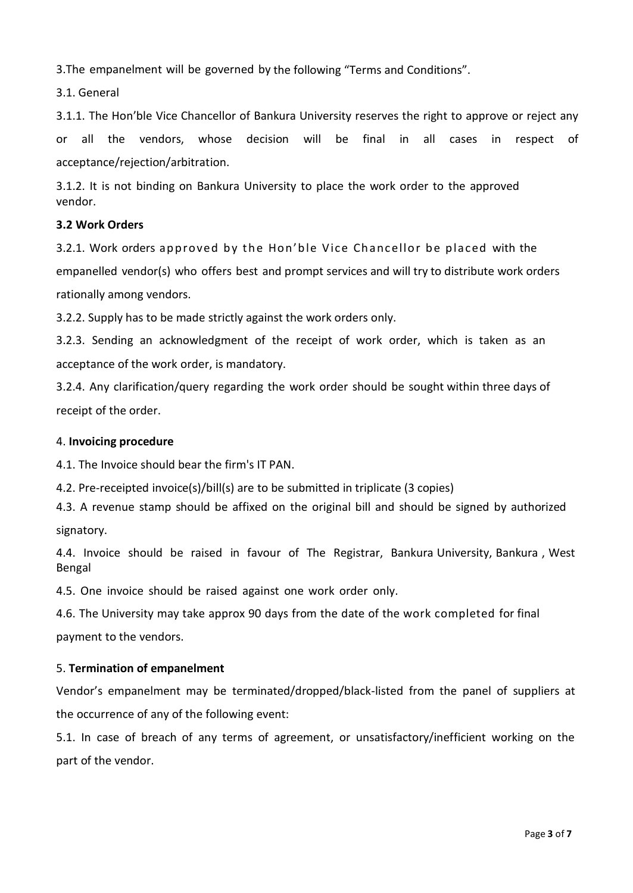3.The empanelment will be governed by the following "Terms and Conditions".

3.1. General

3.1.1. The Hon'ble Vice Chancellor of Bankura University reserves the right to approve or reject any or all the vendors, whose decision will be final in all cases in respect of acceptance/rejection/arbitration.

3.1.2. It is not binding on Bankura University to place the work order to the approved vendor.

**3.2 Work Orders**

3.2.1. Work orders approved by the Hon'ble Vice Chancellor be placed with the empanelled vendor(s) who offers best and prompt services and will try to distribute work orders rationally among vendors.

3.2.2. Supply has to be made strictly against the work orders only.

3.2.3. Sending an acknowledgment of the receipt of work order, which is taken as an acceptance of the work order, is mandatory.

3.2.4. Any clarification/query regarding the work order should be sought within three days of receipt of the order.

4. **Invoicing procedure**

4.1. The Invoice should bear the firm's IT PAN.

4.2. Pre-receipted invoice(s)/bill(s) are to be submitted in triplicate (3 copies)

4.3. A revenue stamp should be affixed on the original bill and should be signed by authorized signatory.

4.4. Invoice should be raised in favour of The Registrar, Bankura University, Bankura , West Bengal

4.5. One invoice should be raised against one work order only.

4.6. The University may take approx 90 days from the date of the work completed for final payment to the vendors.

5. **Termination of empanelment**

Vendor's empanelment may be terminated/dropped/black-listed from the panel of suppliers at the occurrence of any of the following event:

5.1. In case of breach of any terms of agreement, or unsatisfactory/inefficient working on the part of the vendor.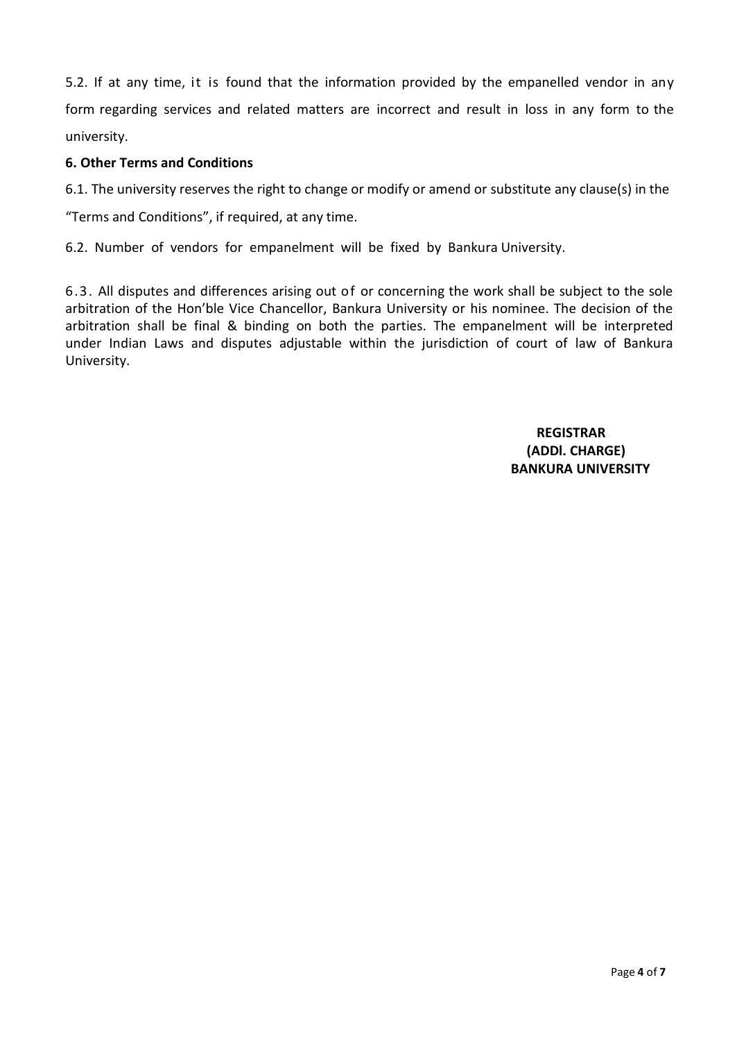5.2. If at any time, it is found that the information provided by the empanelled vendor in any form regarding services and related matters are incorrect and result in loss in any form to the university.

**6. Other Terms and Conditions**

6.1. The university reserves the right to change or modify or amend or substitute any clause(s) in the "Terms and Conditions", if required, at any time.

6.2. Number of vendors for empanelment will be fixed by Bankura University.

6.3. All disputes and differences arising out of or concerning the work shall be subject to the sole arbitration of the Hon'ble Vice Chancellor, Bankura University or his nominee. The decision of the arbitration shall be final & binding on both the parties. The empanelment will be interpreted under Indian Laws and disputes adjustable within the jurisdiction of court of law of Bankura University.

**REGISTRAR**
**(ADDl. CHARGE)**
**BANKURA UNIVERSITY**